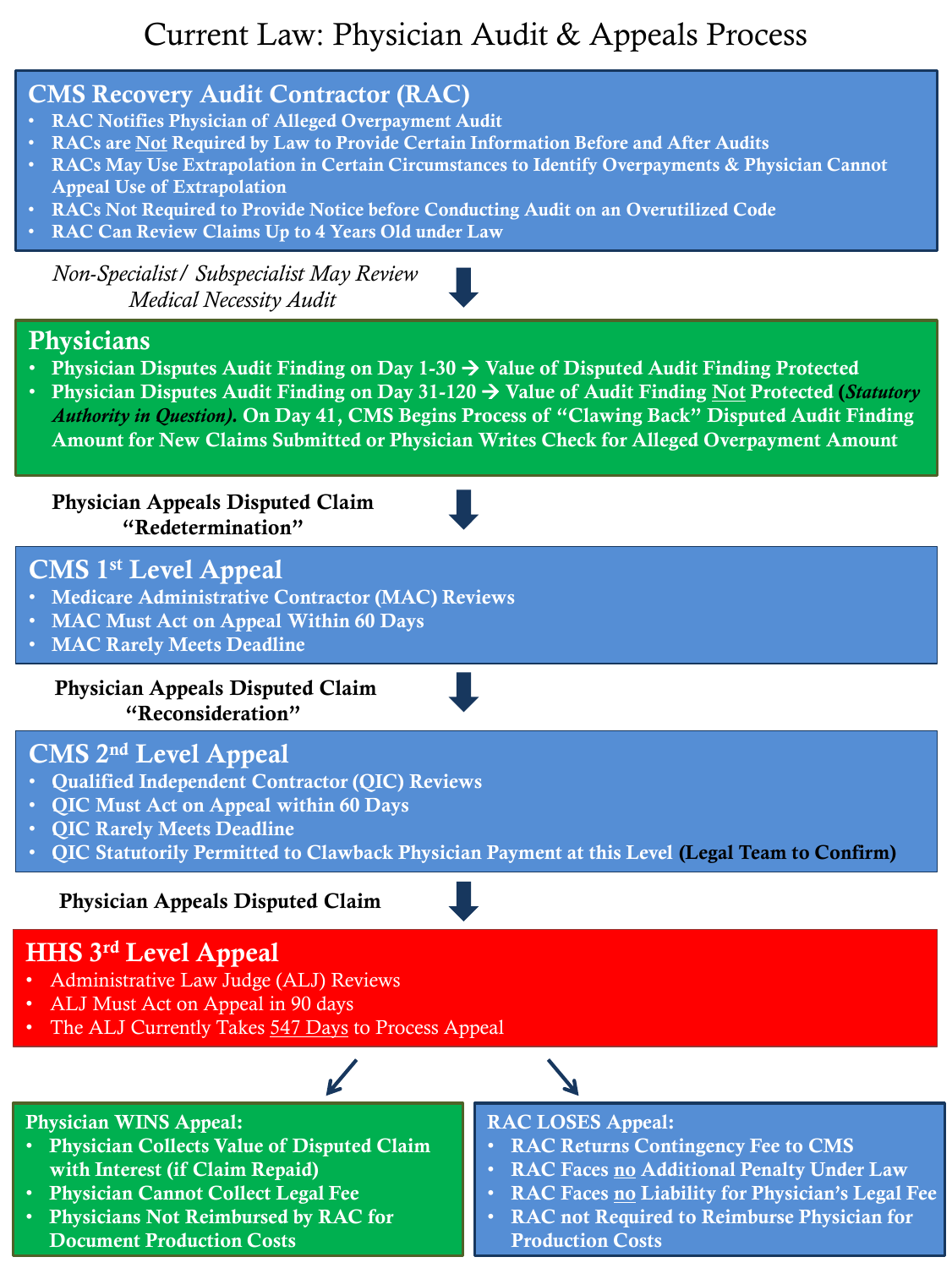# Current Law: Physician Audit & Appeals Process

## CMS Recovery Audit Contractor (RAC)

- RAC Notifies Physician of Alleged Overpayment Audit
- RACs are Not Required by Law to Provide Certain Information Before and After Audits
- RACs May Use Extrapolation in Certain Circumstances to Identify Overpayments & Physician Cannot Appeal Use of Extrapolation
- RACs Not Required to Provide Notice before Conducting Audit on an Overutilized Code
- RAC Can Review Claims Up to 4 Years Old under Law

*Non-Specialist/ Subspecialist May Review Medical Necessity Audit*

## Physicians

- Physician Disputes Audit Finding on Day 1-30 → Value of Disputed Audit Finding Protected
- Physician Disputes Audit Finding on Day 31-120 → Value of Audit Finding Not Protected (*Statutory Authority in Question)*. On Day 41, CMS Begins Process of "Clawing Back" Disputed Audit Finding Amount for New Claims Submitted or Physician Writes Check for Alleged Overpayment Amount

**Physician Appeals Disputed Claim "Redetermination"**

## CMS 1st Level Appeal

- Medicare Administrative Contractor (MAC) Reviews
- MAC Must Act on Appeal Within 60 Days
- MAC Rarely Meets Deadline

**Physician Appeals Disputed Claim "Reconsideration"**

## CMS 2nd Level Appeal

- Qualified Independent Contractor (QIC) Reviews
- QIC Must Act on Appeal within 60 Days
- QIC Rarely Meets Deadline
- QIC Statutorily Permitted to Clawback Physician Payment at this Level (Legal Team to Confirm)

**Physician Appeals Disputed Claim**

## HHS 3rd Level Appeal

- Administrative Law Judge (ALJ) Reviews
- ALJ Must Act on Appeal in 90 days
- The ALJ Currently Takes 547 Days to Process Appeal

### Physician WINS Appeal:

- Physician Collects Value of Disputed Claim with Interest (if Claim Repaid)
- Physician Cannot Collect Legal Fee
- Physicians Not Reimbursed by RAC for Document Production Costs

### RAC LOSES Appeal:

- RAC Returns Contingency Fee to CMS
- RAC Faces no Additional Penalty Under Law
- RAC Faces no Liability for Physician's Legal Fee
- RAC not Required to Reimburse Physician for Production Costs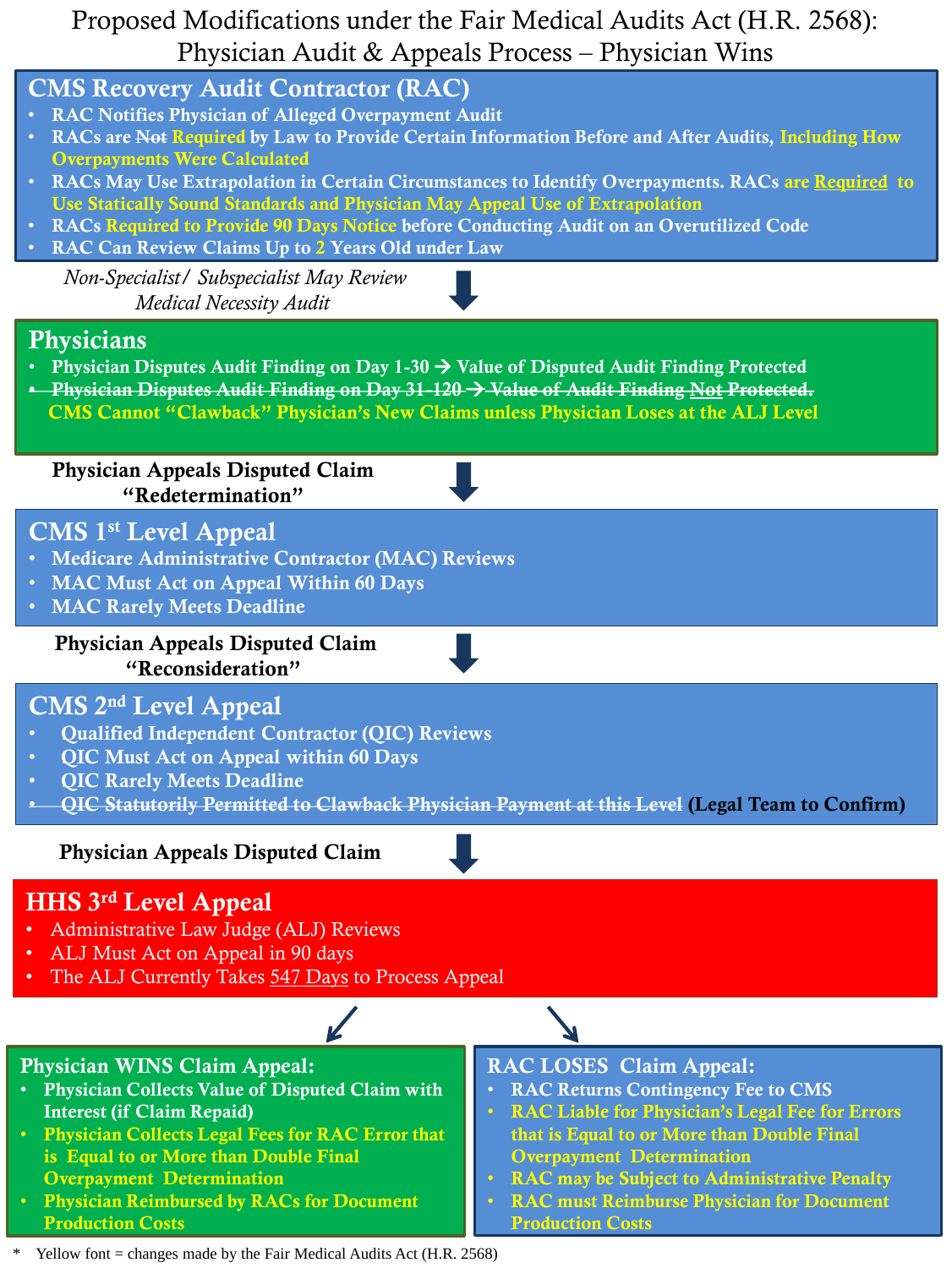# Proposed Modifications under the Fair Medical Audits Act (H.R. 2568): Physician Audit & Appeals Process – Physician Wins

## CMS Recovery Audit Contractor (RAC)

- RAC Notifies Physician of Alleged Overpayment Audit
- RACs are ~~Not~~ Required by Law to Provide Certain Information Before and After Audits, Including How Overpayments Were Calculated
- RACs May Use Extrapolation in Certain Circumstances to Identify Overpayments. RACs are Required to Use Statically Sound Standards and Physician May Appeal Use of Extrapolation
- RACs Required to Provide 90 Days Notice before Conducting Audit on an Overutilized Code
- RAC Can Review Claims Up to 2 Years Old under Law

*Non-Specialist/ Subspecialist May Review Medical Necessity Audit*

↓

## Physicians

- Physician Disputes Audit Finding on Day 1-30 → Value of Disputed Audit Finding Protected
- ~~Physician Disputes Audit Finding on Day 31-120 → Value of Audit Finding Not Protected.~~

CMS Cannot "Clawback" Physician's New Claims unless Physician Loses at the ALJ Level

**Physician Appeals Disputed Claim "Redetermination"**

↓

## CMS 1st Level Appeal

- Medicare Administrative Contractor (MAC) Reviews
- MAC Must Act on Appeal Within 60 Days
- MAC Rarely Meets Deadline

**Physician Appeals Disputed Claim "Reconsideration"**

↓

## CMS 2nd Level Appeal

- Qualified Independent Contractor (QIC) Reviews
- QIC Must Act on Appeal within 60 Days
- QIC Rarely Meets Deadline
- ~~QIC Statutorily Permitted to Clawback Physician Payment at this Level~~ **(Legal Team to Confirm)**

**Physician Appeals Disputed Claim**

↓

## HHS 3rd Level Appeal

- Administrative Law Judge (ALJ) Reviews
- ALJ Must Act on Appeal in 90 days
- The ALJ Currently Takes 547 Days to Process Appeal

### Physician WINS Claim Appeal:

- Physician Collects Value of Disputed Claim with Interest (if Claim Repaid)
- Physician Collects Legal Fees for RAC Error that is Equal to or More than Double Final Overpayment Determination
- Physician Reimbursed by RACs for Document Production Costs

### RAC LOSES Claim Appeal:

- RAC Returns Contingency Fee to CMS
- RAC Liable for Physician's Legal Fee for Errors that is Equal to or More than Double Final Overpayment Determination
- RAC may be Subject to Administrative Penalty
- RAC must Reimburse Physician for Document Production Costs

\* Yellow font = changes made by the Fair Medical Audits Act (H.R. 2568)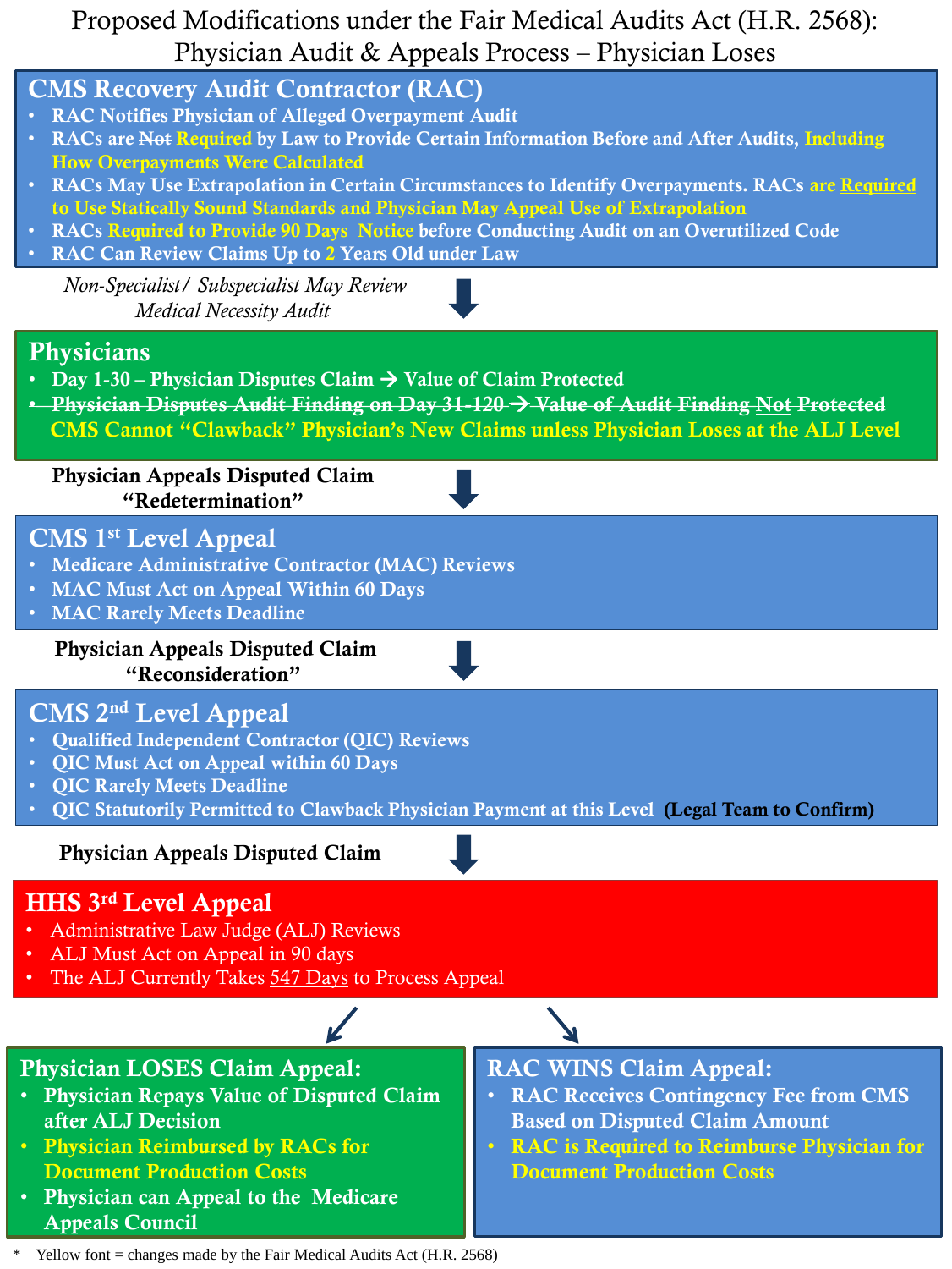# Proposed Modifications under the Fair Medical Audits Act (H.R. 2568): Physician Audit & Appeals Process – Physician Loses

## CMS Recovery Audit Contractor (RAC)

- RAC Notifies Physician of Alleged Overpayment Audit
- RACs are ~~Not~~ Required by Law to Provide Certain Information Before and After Audits, Including How Overpayments Were Calculated
- RACs May Use Extrapolation in Certain Circumstances to Identify Overpayments. RACs are Required to Use Statically Sound Standards and Physician May Appeal Use of Extrapolation
- RACs Required to Provide 90 Days Notice before Conducting Audit on an Overutilized Code
- RAC Can Review Claims Up to 2 Years Old under Law

*Non-Specialist/ Subspecialist May Review Medical Necessity Audit*

↓

## Physicians

- Day 1-30 – Physician Disputes Claim → Value of Claim Protected
- ~~Physician Disputes Audit Finding on Day 31-120 → Value of Audit Finding Not Protected~~

CMS Cannot "Clawback" Physician's New Claims unless Physician Loses at the ALJ Level

**Physician Appeals Disputed Claim "Redetermination"**

↓

## CMS 1st Level Appeal

- Medicare Administrative Contractor (MAC) Reviews
- MAC Must Act on Appeal Within 60 Days
- MAC Rarely Meets Deadline

**Physician Appeals Disputed Claim "Reconsideration"**

↓

## CMS 2nd Level Appeal

- Qualified Independent Contractor (QIC) Reviews
- QIC Must Act on Appeal within 60 Days
- QIC Rarely Meets Deadline
- QIC Statutorily Permitted to Clawback Physician Payment at this Level **(Legal Team to Confirm)**

**Physician Appeals Disputed Claim**

↓

## HHS 3rd Level Appeal

- Administrative Law Judge (ALJ) Reviews
- ALJ Must Act on Appeal in 90 days
- The ALJ Currently Takes 547 Days to Process Appeal

## Physician LOSES Claim Appeal:

- Physician Repays Value of Disputed Claim after ALJ Decision
- Physician Reimbursed by RACs for Document Production Costs
- Physician can Appeal to the Medicare Appeals Council

## RAC WINS Claim Appeal:

- RAC Receives Contingency Fee from CMS Based on Disputed Claim Amount
- RAC is Required to Reimburse Physician for Document Production Costs

\* Yellow font = changes made by the Fair Medical Audits Act (H.R. 2568)